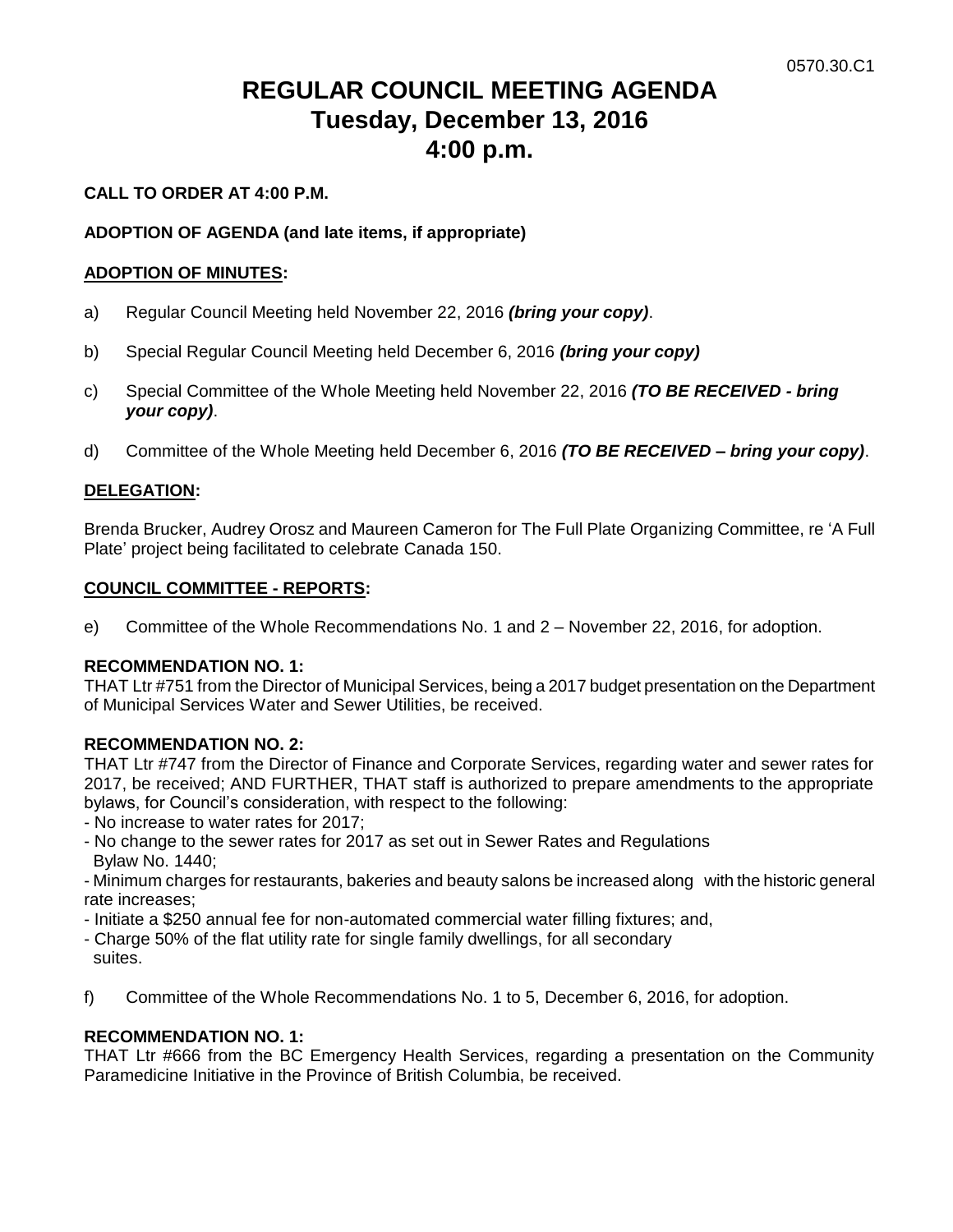0570.30.C1

# REGULAR COUNCIL MEETING AGENDA
# Tuesday, December 13, 2016
# 4:00 p.m.

**CALL TO ORDER AT 4:00 P.M.**

**ADOPTION OF AGENDA (and late items, if appropriate)**

**ADOPTION OF MINUTES:**

a) Regular Council Meeting held November 22, 2016 ***(bring your copy)***.

b) Special Regular Council Meeting held December 6, 2016 ***(bring your copy)***

c) Special Committee of the Whole Meeting held November 22, 2016 ***(TO BE RECEIVED - bring your copy)***.

d) Committee of the Whole Meeting held December 6, 2016 ***(TO BE RECEIVED – bring your copy)***.

**DELEGATION:**

Brenda Brucker, Audrey Orosz and Maureen Cameron for The Full Plate Organizing Committee, re 'A Full Plate' project being facilitated to celebrate Canada 150.

**COUNCIL COMMITTEE - REPORTS:**

e) Committee of the Whole Recommendations No. 1 and 2 – November 22, 2016, for adoption.

**RECOMMENDATION NO. 1:**
THAT Ltr #751 from the Director of Municipal Services, being a 2017 budget presentation on the Department of Municipal Services Water and Sewer Utilities, be received.

**RECOMMENDATION NO. 2:**
THAT Ltr #747 from the Director of Finance and Corporate Services, regarding water and sewer rates for 2017, be received; AND FURTHER, THAT staff is authorized to prepare amendments to the appropriate bylaws, for Council's consideration, with respect to the following:

- No increase to water rates for 2017;
- No change to the sewer rates for 2017 as set out in Sewer Rates and Regulations Bylaw No. 1440;
- Minimum charges for restaurants, bakeries and beauty salons be increased along with the historic general rate increases;
- Initiate a $250 annual fee for non-automated commercial water filling fixtures; and,
- Charge 50% of the flat utility rate for single family dwellings, for all secondary suites.

f) Committee of the Whole Recommendations No. 1 to 5, December 6, 2016, for adoption.

**RECOMMENDATION NO. 1:**
THAT Ltr #666 from the BC Emergency Health Services, regarding a presentation on the Community Paramedicine Initiative in the Province of British Columbia, be received.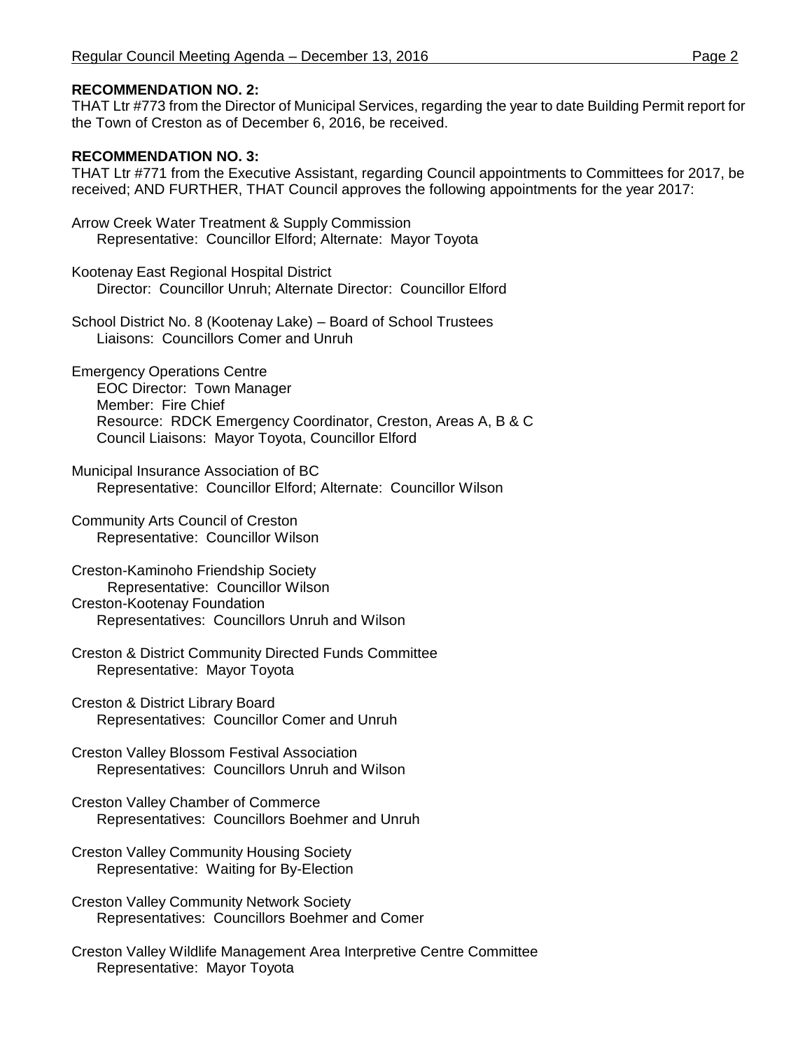**RECOMMENDATION NO. 2:**
THAT Ltr #773 from the Director of Municipal Services, regarding the year to date Building Permit report for the Town of Creston as of December 6, 2016, be received.

**RECOMMENDATION NO. 3:**
THAT Ltr #771 from the Executive Assistant, regarding Council appointments to Committees for 2017, be received; AND FURTHER, THAT Council approves the following appointments for the year 2017:

Arrow Creek Water Treatment & Supply Commission
Representative: Councillor Elford; Alternate: Mayor Toyota

Kootenay East Regional Hospital District
Director: Councillor Unruh; Alternate Director: Councillor Elford

School District No. 8 (Kootenay Lake) – Board of School Trustees
Liaisons: Councillors Comer and Unruh

Emergency Operations Centre
EOC Director: Town Manager
Member: Fire Chief
Resource: RDCK Emergency Coordinator, Creston, Areas A, B & C
Council Liaisons: Mayor Toyota, Councillor Elford

Municipal Insurance Association of BC
Representative: Councillor Elford; Alternate: Councillor Wilson

Community Arts Council of Creston
Representative: Councillor Wilson

Creston-Kaminoho Friendship Society
Representative: Councillor Wilson

Creston-Kootenay Foundation
Representatives: Councillors Unruh and Wilson

Creston & District Community Directed Funds Committee
Representative: Mayor Toyota

Creston & District Library Board
Representatives: Councillor Comer and Unruh

Creston Valley Blossom Festival Association
Representatives: Councillors Unruh and Wilson

Creston Valley Chamber of Commerce
Representatives: Councillors Boehmer and Unruh

Creston Valley Community Housing Society
Representative: Waiting for By-Election

Creston Valley Community Network Society
Representatives: Councillors Boehmer and Comer

Creston Valley Wildlife Management Area Interpretive Centre Committee
Representative: Mayor Toyota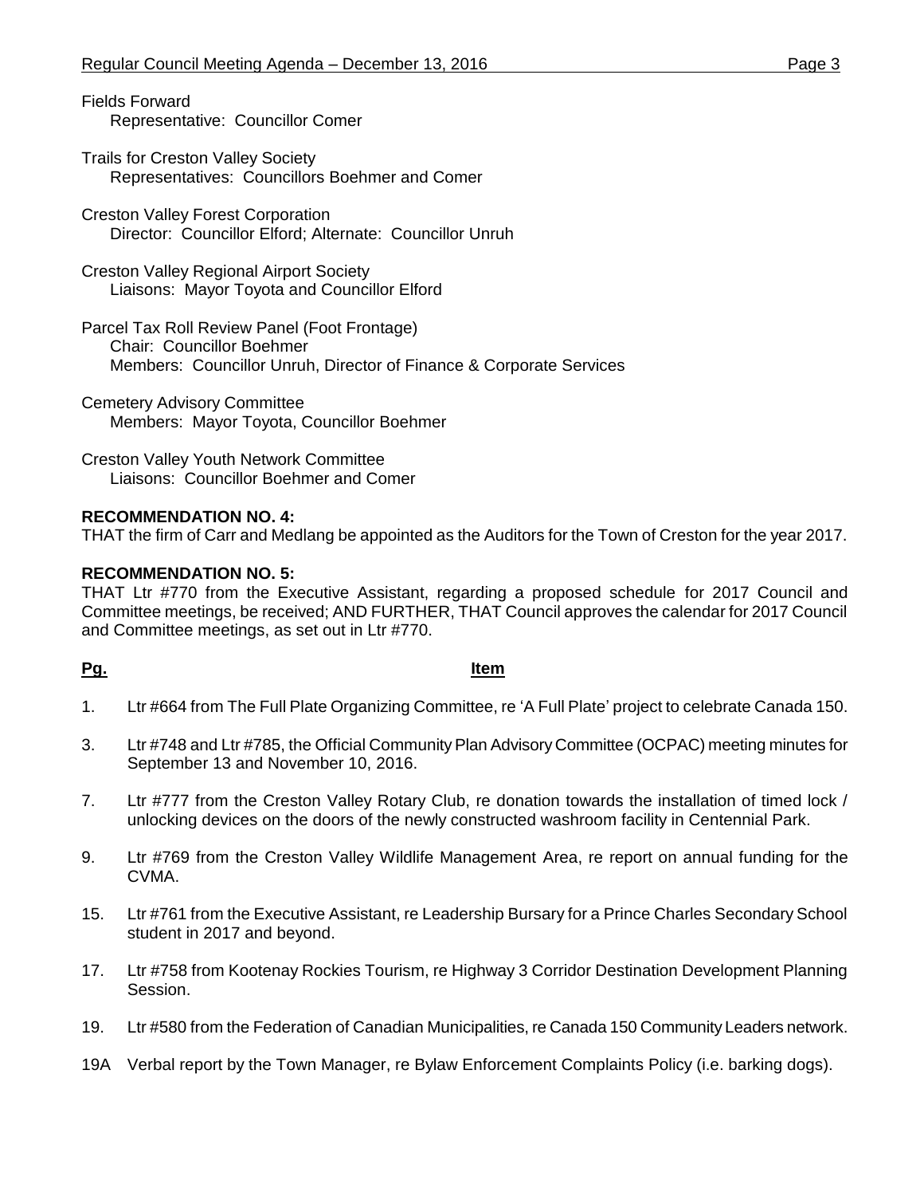Fields Forward
Representative: Councillor Comer

Trails for Creston Valley Society
Representatives: Councillors Boehmer and Comer

Creston Valley Forest Corporation
Director: Councillor Elford; Alternate: Councillor Unruh

Creston Valley Regional Airport Society
Liaisons: Mayor Toyota and Councillor Elford

Parcel Tax Roll Review Panel (Foot Frontage)
Chair: Councillor Boehmer
Members: Councillor Unruh, Director of Finance & Corporate Services

Cemetery Advisory Committee
Members: Mayor Toyota, Councillor Boehmer

Creston Valley Youth Network Committee
Liaisons: Councillor Boehmer and Comer

**RECOMMENDATION NO. 4:**
THAT the firm of Carr and Medlang be appointed as the Auditors for the Town of Creston for the year 2017.

**RECOMMENDATION NO. 5:**
THAT Ltr #770 from the Executive Assistant, regarding a proposed schedule for 2017 Council and Committee meetings, be received; AND FURTHER, THAT Council approves the calendar for 2017 Council and Committee meetings, as set out in Ltr #770.

| Pg. | Item |
|---|---|
| 1. | Ltr #664 from The Full Plate Organizing Committee, re 'A Full Plate' project to celebrate Canada 150. |
| 3. | Ltr #748 and Ltr #785, the Official Community Plan Advisory Committee (OCPAC) meeting minutes for September 13 and November 10, 2016. |
| 7. | Ltr #777 from the Creston Valley Rotary Club, re donation towards the installation of timed lock / unlocking devices on the doors of the newly constructed washroom facility in Centennial Park. |
| 9. | Ltr #769 from the Creston Valley Wildlife Management Area, re report on annual funding for the CVMA. |
| 15. | Ltr #761 from the Executive Assistant, re Leadership Bursary for a Prince Charles Secondary School student in 2017 and beyond. |
| 17. | Ltr #758 from Kootenay Rockies Tourism, re Highway 3 Corridor Destination Development Planning Session. |
| 19. | Ltr #580 from the Federation of Canadian Municipalities, re Canada 150 Community Leaders network. |
| 19A | Verbal report by the Town Manager, re Bylaw Enforcement Complaints Policy (i.e. barking dogs). |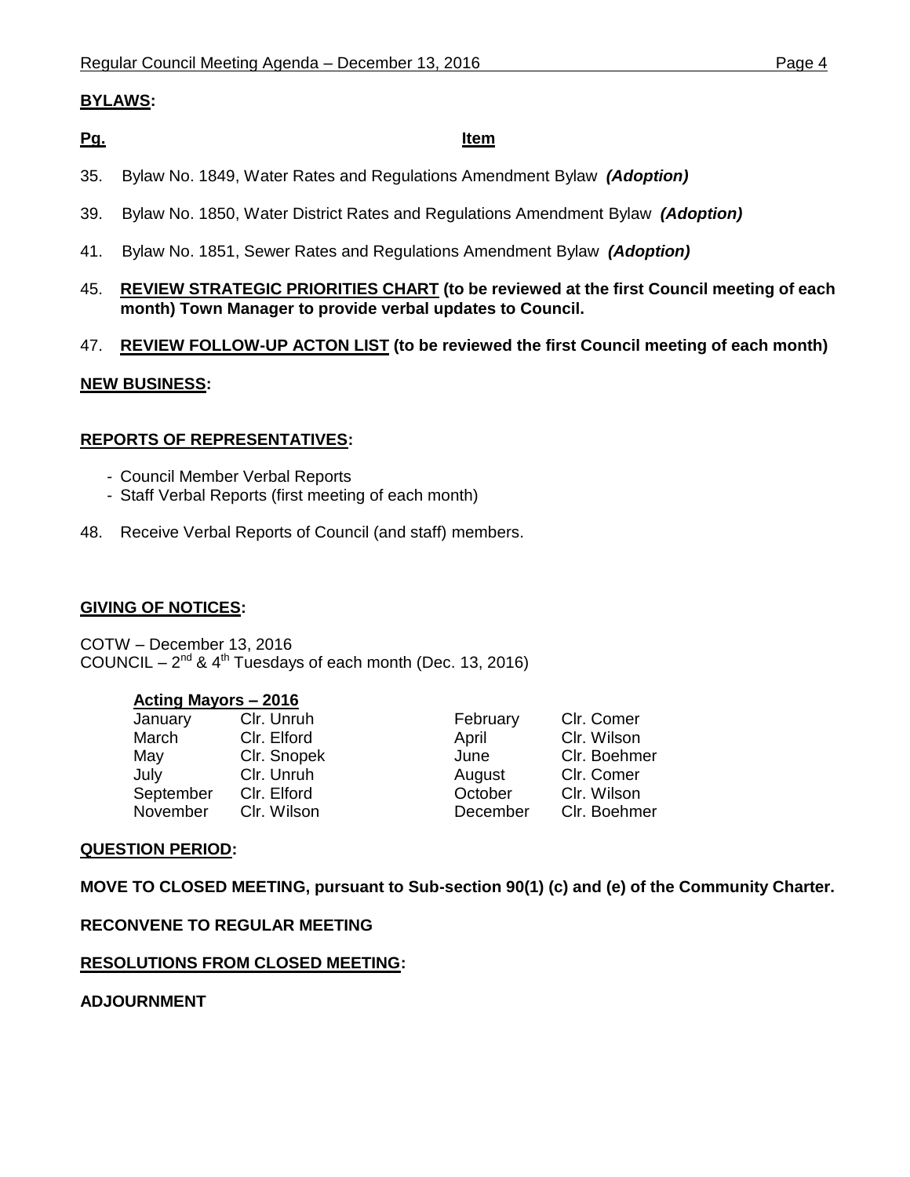## BYLAWS:

**Pg.** **Item**

35. Bylaw No. 1849, Water Rates and Regulations Amendment Bylaw ***(Adoption)***

39. Bylaw No. 1850, Water District Rates and Regulations Amendment Bylaw ***(Adoption)***

41. Bylaw No. 1851, Sewer Rates and Regulations Amendment Bylaw ***(Adoption)***

45. **REVIEW STRATEGIC PRIORITIES CHART (to be reviewed at the first Council meeting of each month) Town Manager to provide verbal updates to Council.**

47. **REVIEW FOLLOW-UP ACTON LIST (to be reviewed the first Council meeting of each month)**

## NEW BUSINESS:

## REPORTS OF REPRESENTATIVES:

- Council Member Verbal Reports
- Staff Verbal Reports (first meeting of each month)

48. Receive Verbal Reports of Council (and staff) members.

## GIVING OF NOTICES:

COTW – December 13, 2016
COUNCIL – 2nd & 4th Tuesdays of each month (Dec. 13, 2016)

**Acting Mayors – 2016**

| | | | |
|---|---|---|---|
| January | Clr. Unruh | February | Clr. Comer |
| March | Clr. Elford | April | Clr. Wilson |
| May | Clr. Snopek | June | Clr. Boehmer |
| July | Clr. Unruh | August | Clr. Comer |
| September | Clr. Elford | October | Clr. Wilson |
| November | Clr. Wilson | December | Clr. Boehmer |

## QUESTION PERIOD:

**MOVE TO CLOSED MEETING, pursuant to Sub-section 90(1) (c) and (e) of the Community Charter.**

**RECONVENE TO REGULAR MEETING**

## RESOLUTIONS FROM CLOSED MEETING:

**ADJOURNMENT**